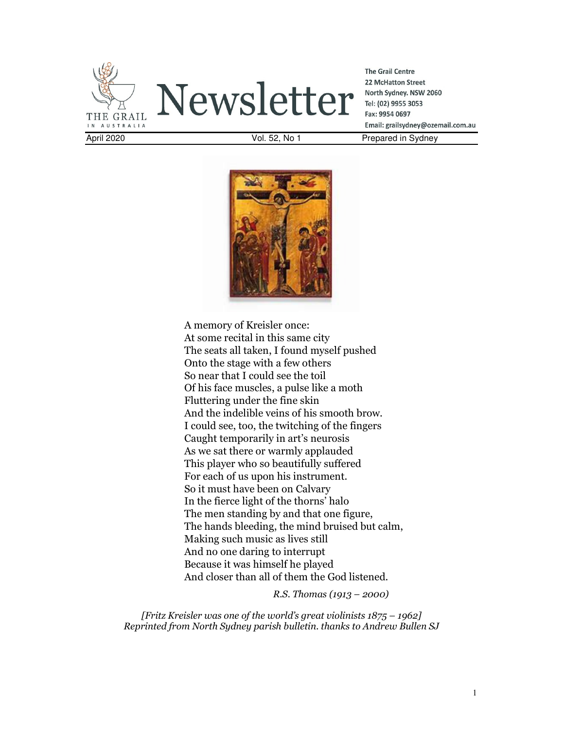THE GRAIL IN AUSTRALIA

# Newsletter

**The Grail Centre**
**22 McHatton Street**
**North Sydney. NSW 2060**
**Tel: (02) 9955 3053**
**Fax: 9954 0697**
**Email: grailsydney@ozemail.com.au**

April 2020 | Vol. 52, No 1 | Prepared in Sydney

A memory of Kreisler once:
At some recital in this same city
The seats all taken, I found myself pushed
Onto the stage with a few others
So near that I could see the toil
Of his face muscles, a pulse like a moth
Fluttering under the fine skin
And the indelible veins of his smooth brow.
I could see, too, the twitching of the fingers
Caught temporarily in art's neurosis
As we sat there or warmly applauded
This player who so beautifully suffered
For each of us upon his instrument.
So it must have been on Calvary
In the fierce light of the thorns' halo
The men standing by and that one figure,
The hands bleeding, the mind bruised but calm,
Making such music as lives still
And no one daring to interrupt
Because it was himself he played
And closer than all of them the God listened.

*R.S. Thomas (1913 – 2000)*

*[Fritz Kreisler was one of the world's great violinists 1875 – 1962]*
*Reprinted from North Sydney parish bulletin. thanks to Andrew Bullen SJ*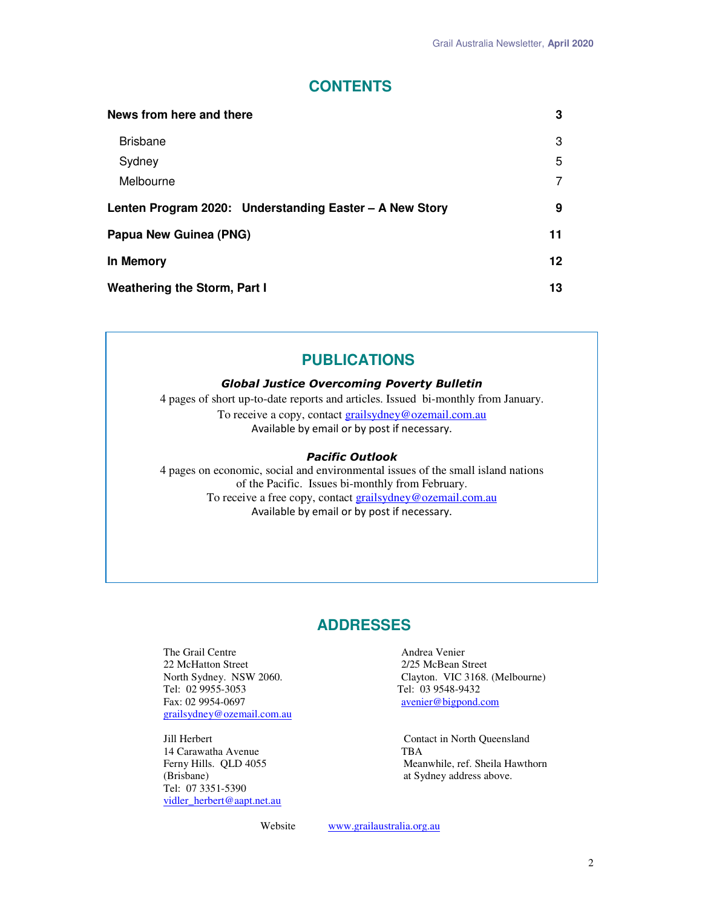## CONTENTS

| | |
|---|---|
| **News from here and there** | **3** |
| Brisbane | 3 |
| Sydney | 5 |
| Melbourne | 7 |
| **Lenten Program 2020: Understanding Easter – A New Story** | **9** |
| **Papua New Guinea (PNG)** | **11** |
| **In Memory** | **12** |
| **Weathering the Storm, Part I** | **13** |

## PUBLICATIONS

***Global Justice Overcoming Poverty Bulletin***

4 pages of short up-to-date reports and articles. Issued bi-monthly from January.
To receive a copy, contact grailsydney@ozemail.com.au
Available by email or by post if necessary.

***Pacific Outlook***

4 pages on economic, social and environmental issues of the small island nations of the Pacific. Issues bi-monthly from February.
To receive a free copy, contact grailsydney@ozemail.com.au
Available by email or by post if necessary.

## ADDRESSES

The Grail Centre
22 McHatton Street
North Sydney. NSW 2060.
Tel: 02 9955-3053
Fax: 02 9954-0697
grailsydney@ozemail.com.au

Andrea Venier
2/25 McBean Street
Clayton. VIC 3168. (Melbourne)
Tel: 03 9548-9432
avenier@bigpond.com

Jill Herbert
14 Carawatha Avenue
Ferny Hills. QLD 4055
(Brisbane)
Tel: 07 3351-5390
vidler_herbert@aapt.net.au

Contact in North Queensland
TBA
Meanwhile, ref. Sheila Hawthorn at Sydney address above.

Website www.grailaustralia.org.au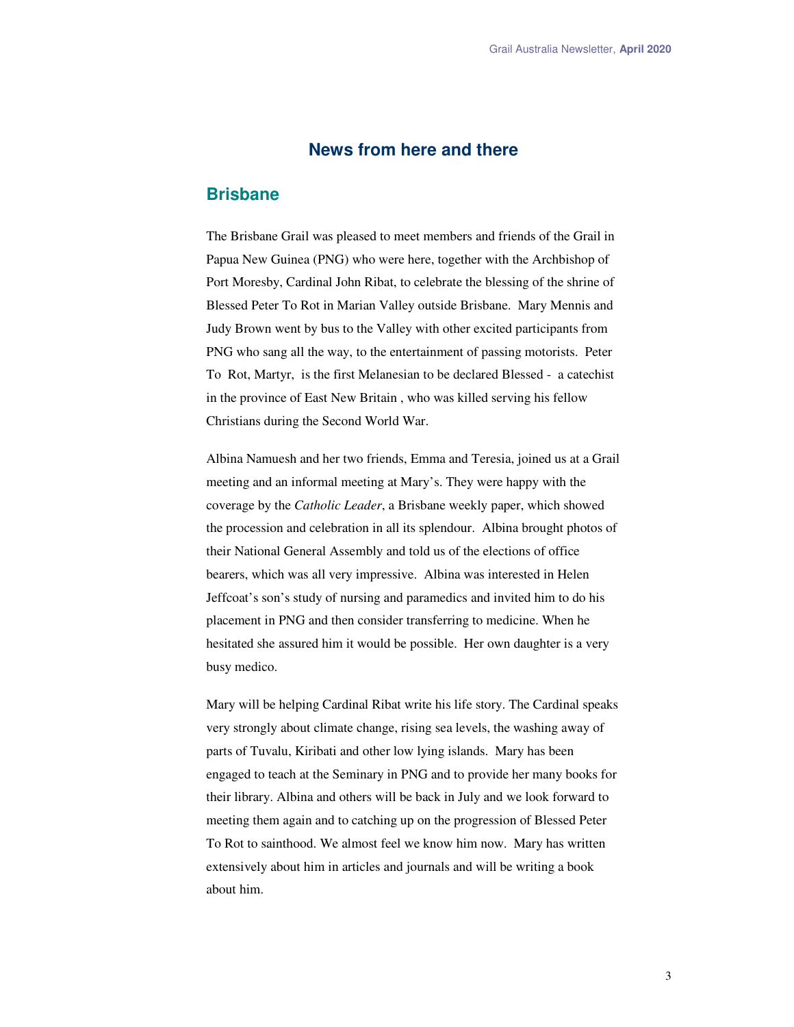## News from here and there

### Brisbane

The Brisbane Grail was pleased to meet members and friends of the Grail in Papua New Guinea (PNG) who were here, together with the Archbishop of Port Moresby, Cardinal John Ribat, to celebrate the blessing of the shrine of Blessed Peter To Rot in Marian Valley outside Brisbane. Mary Mennis and Judy Brown went by bus to the Valley with other excited participants from PNG who sang all the way, to the entertainment of passing motorists. Peter To Rot, Martyr, is the first Melanesian to be declared Blessed - a catechist in the province of East New Britain , who was killed serving his fellow Christians during the Second World War.

Albina Namuesh and her two friends, Emma and Teresia, joined us at a Grail meeting and an informal meeting at Mary's. They were happy with the coverage by the *Catholic Leader*, a Brisbane weekly paper, which showed the procession and celebration in all its splendour. Albina brought photos of their National General Assembly and told us of the elections of office bearers, which was all very impressive. Albina was interested in Helen Jeffcoat's son's study of nursing and paramedics and invited him to do his placement in PNG and then consider transferring to medicine. When he hesitated she assured him it would be possible. Her own daughter is a very busy medico.

Mary will be helping Cardinal Ribat write his life story. The Cardinal speaks very strongly about climate change, rising sea levels, the washing away of parts of Tuvalu, Kiribati and other low lying islands. Mary has been engaged to teach at the Seminary in PNG and to provide her many books for their library. Albina and others will be back in July and we look forward to meeting them again and to catching up on the progression of Blessed Peter To Rot to sainthood. We almost feel we know him now. Mary has written extensively about him in articles and journals and will be writing a book about him.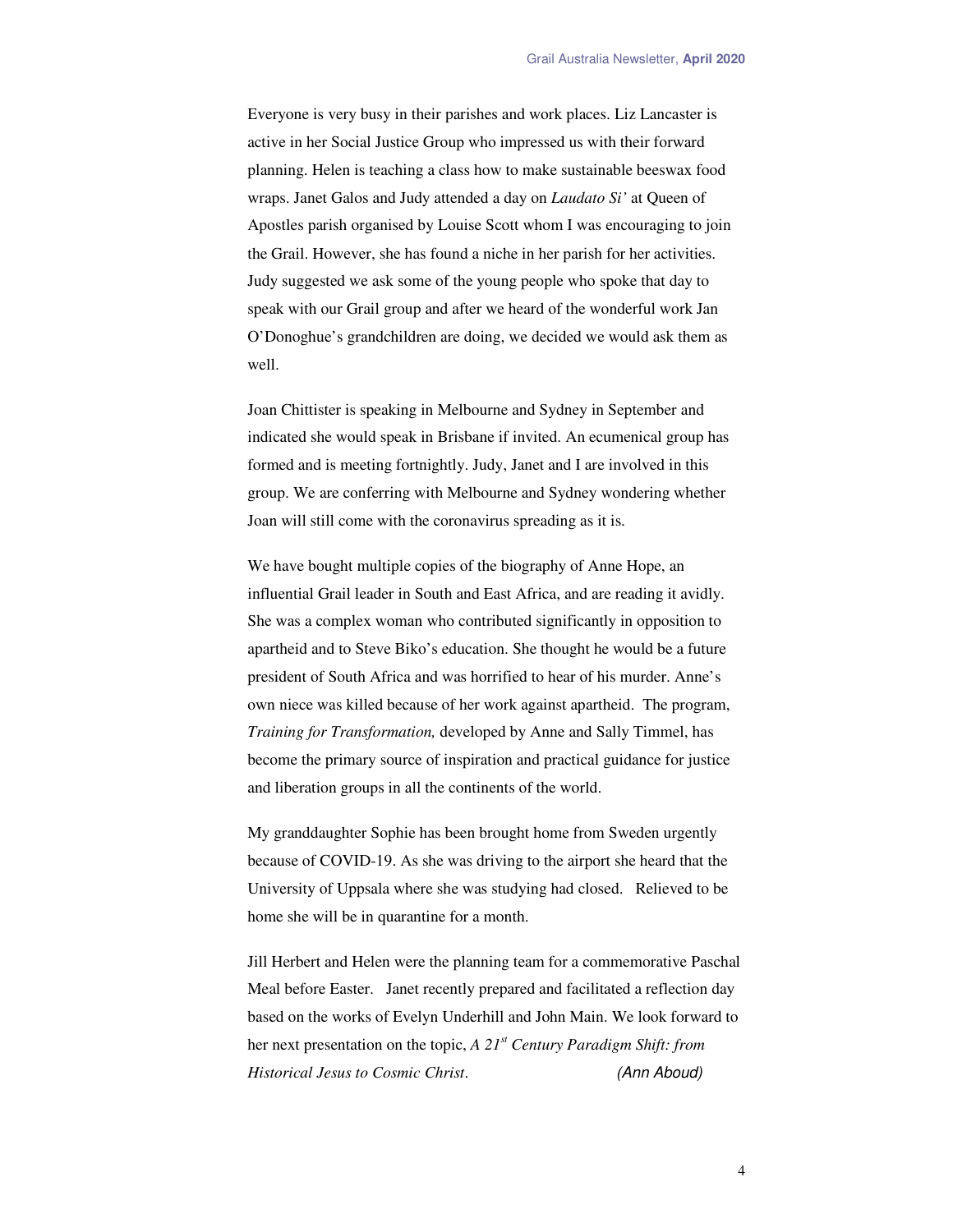Everyone is very busy in their parishes and work places. Liz Lancaster is active in her Social Justice Group who impressed us with their forward planning. Helen is teaching a class how to make sustainable beeswax food wraps. Janet Galos and Judy attended a day on *Laudato Si'* at Queen of Apostles parish organised by Louise Scott whom I was encouraging to join the Grail. However, she has found a niche in her parish for her activities. Judy suggested we ask some of the young people who spoke that day to speak with our Grail group and after we heard of the wonderful work Jan O'Donoghue's grandchildren are doing, we decided we would ask them as well.

Joan Chittister is speaking in Melbourne and Sydney in September and indicated she would speak in Brisbane if invited. An ecumenical group has formed and is meeting fortnightly. Judy, Janet and I are involved in this group. We are conferring with Melbourne and Sydney wondering whether Joan will still come with the coronavirus spreading as it is.

We have bought multiple copies of the biography of Anne Hope, an influential Grail leader in South and East Africa, and are reading it avidly. She was a complex woman who contributed significantly in opposition to apartheid and to Steve Biko's education. She thought he would be a future president of South Africa and was horrified to hear of his murder. Anne's own niece was killed because of her work against apartheid. The program, *Training for Transformation,* developed by Anne and Sally Timmel, has become the primary source of inspiration and practical guidance for justice and liberation groups in all the continents of the world.

My granddaughter Sophie has been brought home from Sweden urgently because of COVID-19. As she was driving to the airport she heard that the University of Uppsala where she was studying had closed. Relieved to be home she will be in quarantine for a month.

Jill Herbert and Helen were the planning team for a commemorative Paschal Meal before Easter. Janet recently prepared and facilitated a reflection day based on the works of Evelyn Underhill and John Main. We look forward to her next presentation on the topic, *A 21st Century Paradigm Shift: from Historical Jesus to Cosmic Christ*. *(Ann Aboud)*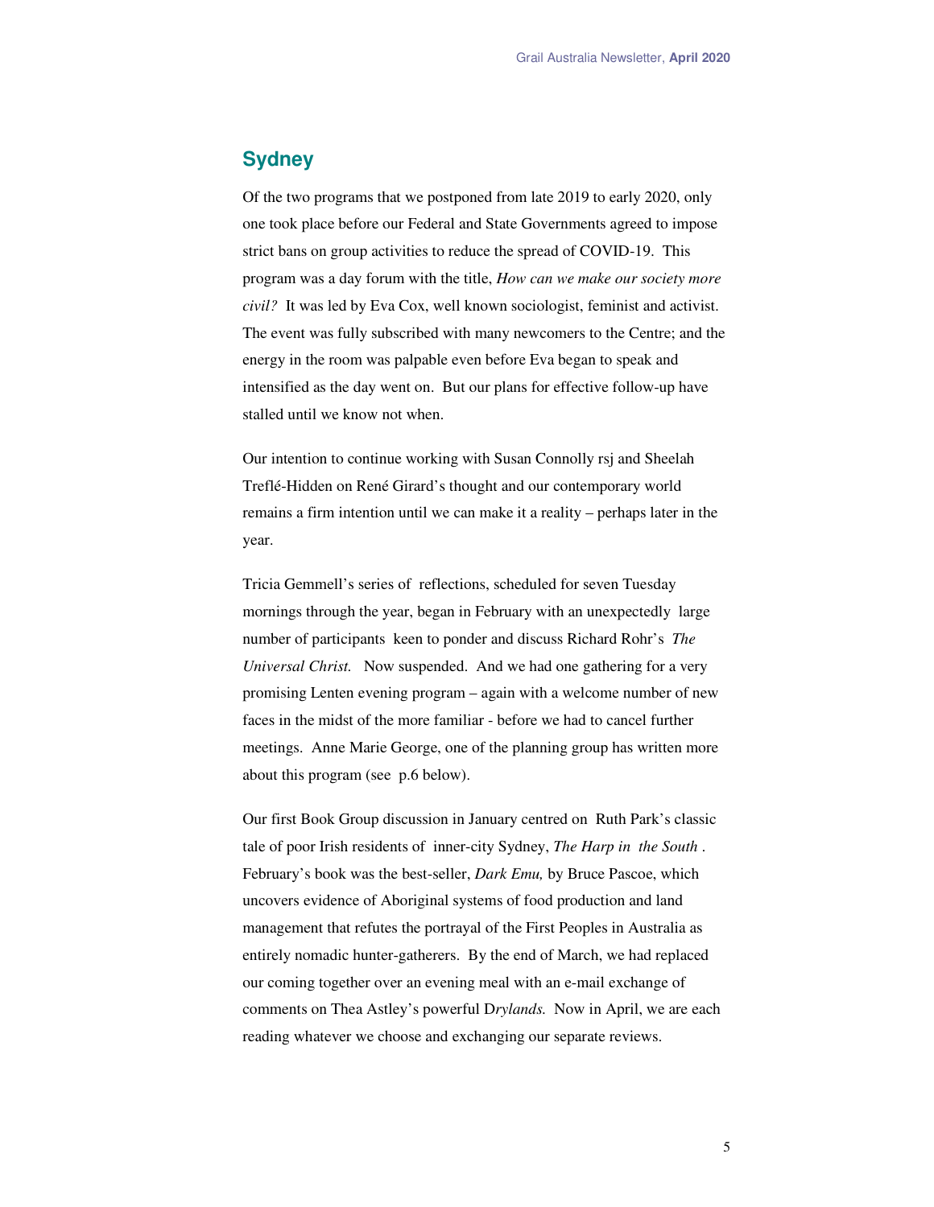## Sydney

Of the two programs that we postponed from late 2019 to early 2020, only one took place before our Federal and State Governments agreed to impose strict bans on group activities to reduce the spread of COVID-19. This program was a day forum with the title, *How can we make our society more civil?* It was led by Eva Cox, well known sociologist, feminist and activist. The event was fully subscribed with many newcomers to the Centre; and the energy in the room was palpable even before Eva began to speak and intensified as the day went on. But our plans for effective follow-up have stalled until we know not when.

Our intention to continue working with Susan Connolly rsj and Sheelah Treflé-Hidden on René Girard's thought and our contemporary world remains a firm intention until we can make it a reality – perhaps later in the year.

Tricia Gemmell's series of reflections, scheduled for seven Tuesday mornings through the year, began in February with an unexpectedly large number of participants keen to ponder and discuss Richard Rohr's *The Universal Christ.* Now suspended. And we had one gathering for a very promising Lenten evening program – again with a welcome number of new faces in the midst of the more familiar - before we had to cancel further meetings. Anne Marie George, one of the planning group has written more about this program (see p.6 below).

Our first Book Group discussion in January centred on Ruth Park's classic tale of poor Irish residents of inner-city Sydney, *The Harp in the South* . February's book was the best-seller, *Dark Emu,* by Bruce Pascoe, which uncovers evidence of Aboriginal systems of food production and land management that refutes the portrayal of the First Peoples in Australia as entirely nomadic hunter-gatherers. By the end of March, we had replaced our coming together over an evening meal with an e-mail exchange of comments on Thea Astley's powerful D*rylands.* Now in April, we are each reading whatever we choose and exchanging our separate reviews.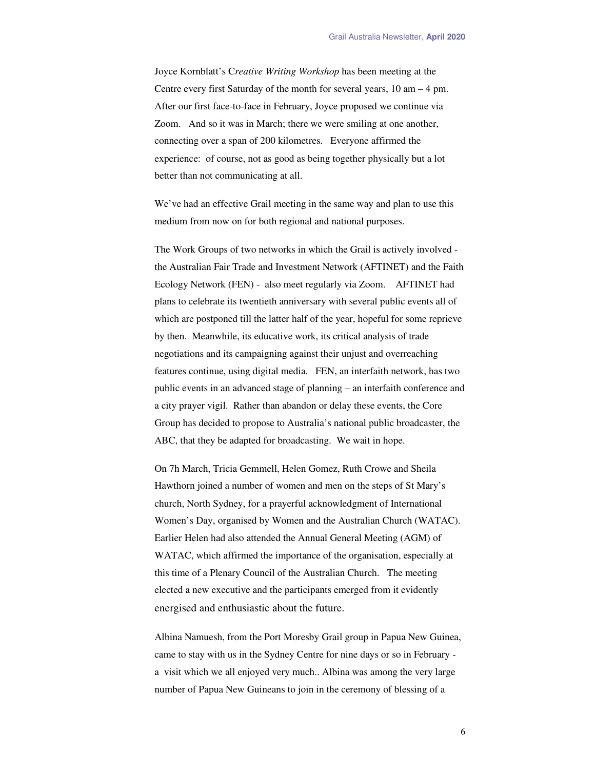Joyce Kornblatt's C*reative Writing Workshop* has been meeting at the Centre every first Saturday of the month for several years, 10 am – 4 pm. After our first face-to-face in February, Joyce proposed we continue via Zoom. And so it was in March; there we were smiling at one another, connecting over a span of 200 kilometres. Everyone affirmed the experience: of course, not as good as being together physically but a lot better than not communicating at all.

We've had an effective Grail meeting in the same way and plan to use this medium from now on for both regional and national purposes.

The Work Groups of two networks in which the Grail is actively involved - the Australian Fair Trade and Investment Network (AFTINET) and the Faith Ecology Network (FEN) - also meet regularly via Zoom. AFTINET had plans to celebrate its twentieth anniversary with several public events all of which are postponed till the latter half of the year, hopeful for some reprieve by then. Meanwhile, its educative work, its critical analysis of trade negotiations and its campaigning against their unjust and overreaching features continue, using digital media. FEN, an interfaith network, has two public events in an advanced stage of planning – an interfaith conference and a city prayer vigil. Rather than abandon or delay these events, the Core Group has decided to propose to Australia's national public broadcaster, the ABC, that they be adapted for broadcasting. We wait in hope.

On 7h March, Tricia Gemmell, Helen Gomez, Ruth Crowe and Sheila Hawthorn joined a number of women and men on the steps of St Mary's church, North Sydney, for a prayerful acknowledgment of International Women's Day, organised by Women and the Australian Church (WATAC). Earlier Helen had also attended the Annual General Meeting (AGM) of WATAC, which affirmed the importance of the organisation, especially at this time of a Plenary Council of the Australian Church. The meeting elected a new executive and the participants emerged from it evidently energised and enthusiastic about the future.

Albina Namuesh, from the Port Moresby Grail group in Papua New Guinea, came to stay with us in the Sydney Centre for nine days or so in February - a visit which we all enjoyed very much.. Albina was among the very large number of Papua New Guineans to join in the ceremony of blessing of a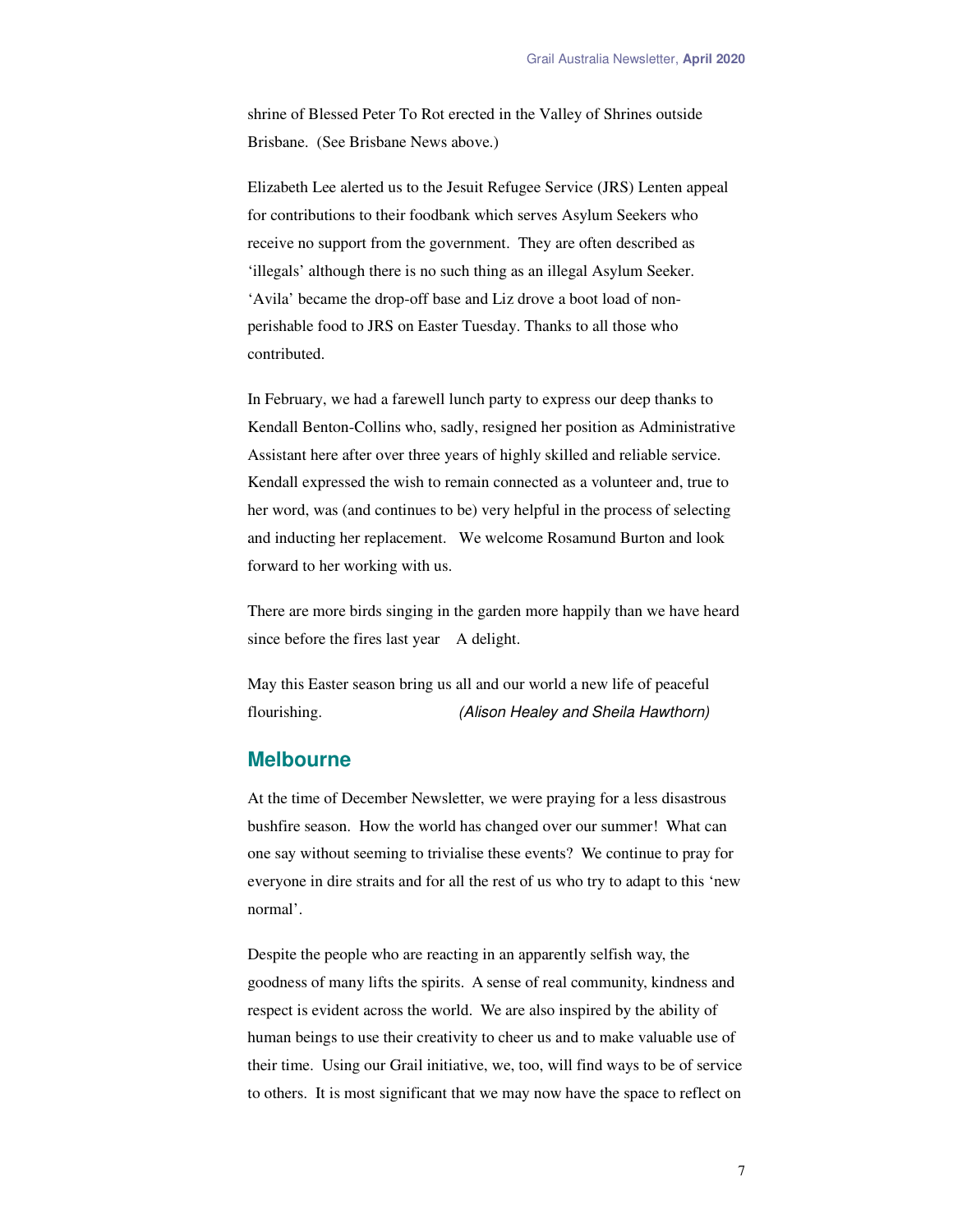shrine of Blessed Peter To Rot erected in the Valley of Shrines outside Brisbane. (See Brisbane News above.)

Elizabeth Lee alerted us to the Jesuit Refugee Service (JRS) Lenten appeal for contributions to their foodbank which serves Asylum Seekers who receive no support from the government. They are often described as 'illegals' although there is no such thing as an illegal Asylum Seeker. 'Avila' became the drop-off base and Liz drove a boot load of non-perishable food to JRS on Easter Tuesday. Thanks to all those who contributed.

In February, we had a farewell lunch party to express our deep thanks to Kendall Benton-Collins who, sadly, resigned her position as Administrative Assistant here after over three years of highly skilled and reliable service. Kendall expressed the wish to remain connected as a volunteer and, true to her word, was (and continues to be) very helpful in the process of selecting and inducting her replacement. We welcome Rosamund Burton and look forward to her working with us.

There are more birds singing in the garden more happily than we have heard since before the fires last year A delight.

May this Easter season bring us all and our world a new life of peaceful flourishing. *(Alison Healey and Sheila Hawthorn)*

## Melbourne

At the time of December Newsletter, we were praying for a less disastrous bushfire season. How the world has changed over our summer! What can one say without seeming to trivialise these events? We continue to pray for everyone in dire straits and for all the rest of us who try to adapt to this 'new normal'.

Despite the people who are reacting in an apparently selfish way, the goodness of many lifts the spirits. A sense of real community, kindness and respect is evident across the world. We are also inspired by the ability of human beings to use their creativity to cheer us and to make valuable use of their time. Using our Grail initiative, we, too, will find ways to be of service to others. It is most significant that we may now have the space to reflect on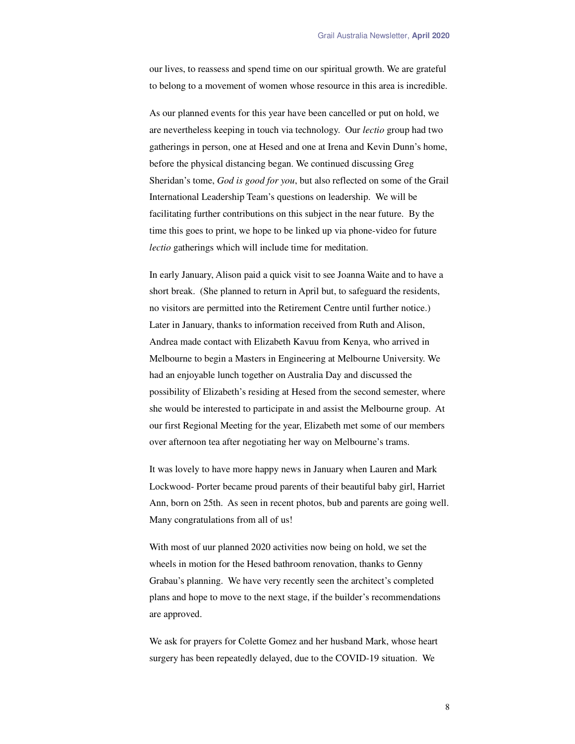our lives, to reassess and spend time on our spiritual growth. We are grateful to belong to a movement of women whose resource in this area is incredible.

As our planned events for this year have been cancelled or put on hold, we are nevertheless keeping in touch via technology. Our *lectio* group had two gatherings in person, one at Hesed and one at Irena and Kevin Dunn's home, before the physical distancing began. We continued discussing Greg Sheridan's tome, *God is good for you*, but also reflected on some of the Grail International Leadership Team's questions on leadership. We will be facilitating further contributions on this subject in the near future. By the time this goes to print, we hope to be linked up via phone-video for future *lectio* gatherings which will include time for meditation.

In early January, Alison paid a quick visit to see Joanna Waite and to have a short break. (She planned to return in April but, to safeguard the residents, no visitors are permitted into the Retirement Centre until further notice.) Later in January, thanks to information received from Ruth and Alison, Andrea made contact with Elizabeth Kavuu from Kenya, who arrived in Melbourne to begin a Masters in Engineering at Melbourne University. We had an enjoyable lunch together on Australia Day and discussed the possibility of Elizabeth's residing at Hesed from the second semester, where she would be interested to participate in and assist the Melbourne group. At our first Regional Meeting for the year, Elizabeth met some of our members over afternoon tea after negotiating her way on Melbourne's trams.

It was lovely to have more happy news in January when Lauren and Mark Lockwood- Porter became proud parents of their beautiful baby girl, Harriet Ann, born on 25th. As seen in recent photos, bub and parents are going well. Many congratulations from all of us!

With most of uur planned 2020 activities now being on hold, we set the wheels in motion for the Hesed bathroom renovation, thanks to Genny Grabau's planning. We have very recently seen the architect's completed plans and hope to move to the next stage, if the builder's recommendations are approved.

We ask for prayers for Colette Gomez and her husband Mark, whose heart surgery has been repeatedly delayed, due to the COVID-19 situation. We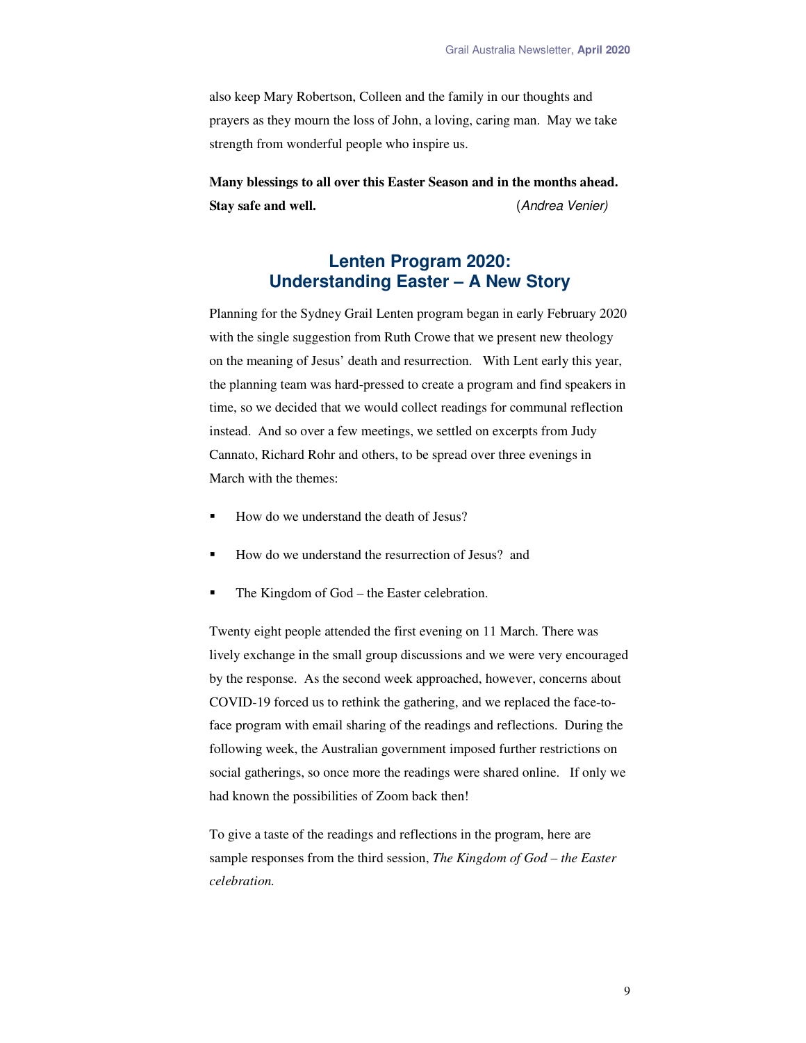also keep Mary Robertson, Colleen and the family in our thoughts and prayers as they mourn the loss of John, a loving, caring man. May we take strength from wonderful people who inspire us.

**Many blessings to all over this Easter Season and in the months ahead. Stay safe and well.** (*Andrea Venier)*

## Lenten Program 2020: Understanding Easter – A New Story

Planning for the Sydney Grail Lenten program began in early February 2020 with the single suggestion from Ruth Crowe that we present new theology on the meaning of Jesus' death and resurrection. With Lent early this year, the planning team was hard-pressed to create a program and find speakers in time, so we decided that we would collect readings for communal reflection instead. And so over a few meetings, we settled on excerpts from Judy Cannato, Richard Rohr and others, to be spread over three evenings in March with the themes:

- How do we understand the death of Jesus?
- How do we understand the resurrection of Jesus? and
- The Kingdom of God – the Easter celebration.

Twenty eight people attended the first evening on 11 March. There was lively exchange in the small group discussions and we were very encouraged by the response. As the second week approached, however, concerns about COVID-19 forced us to rethink the gathering, and we replaced the face-to-face program with email sharing of the readings and reflections. During the following week, the Australian government imposed further restrictions on social gatherings, so once more the readings were shared online. If only we had known the possibilities of Zoom back then!

To give a taste of the readings and reflections in the program, here are sample responses from the third session, *The Kingdom of God – the Easter celebration.*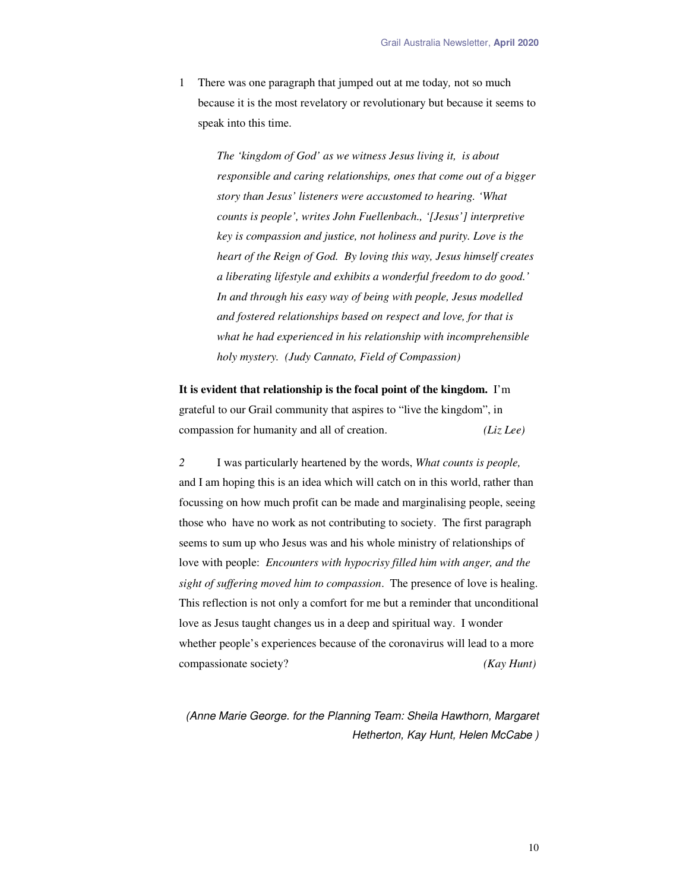1 There was one paragraph that jumped out at me today, not so much because it is the most revelatory or revolutionary but because it seems to speak into this time.

> *The 'kingdom of God' as we witness Jesus living it, is about responsible and caring relationships, ones that come out of a bigger story than Jesus' listeners were accustomed to hearing. 'What counts is people', writes John Fuellenbach., '[Jesus'] interpretive key is compassion and justice, not holiness and purity. Love is the heart of the Reign of God. By loving this way, Jesus himself creates a liberating lifestyle and exhibits a wonderful freedom to do good.' In and through his easy way of being with people, Jesus modelled and fostered relationships based on respect and love, for that is what he had experienced in his relationship with incomprehensible holy mystery. (Judy Cannato, Field of Compassion)*

**It is evident that relationship is the focal point of the kingdom.** I'm grateful to our Grail community that aspires to "live the kingdom", in compassion for humanity and all of creation. *(Liz Lee)*

*2* I was particularly heartened by the words, *What counts is people,* and I am hoping this is an idea which will catch on in this world, rather than focussing on how much profit can be made and marginalising people, seeing those who have no work as not contributing to society. The first paragraph seems to sum up who Jesus was and his whole ministry of relationships of love with people: *Encounters with hypocrisy filled him with anger, and the sight of suffering moved him to compassion*. The presence of love is healing. This reflection is not only a comfort for me but a reminder that unconditional love as Jesus taught changes us in a deep and spiritual way. I wonder whether people's experiences because of the coronavirus will lead to a more compassionate society? *(Kay Hunt)*

*(Anne Marie George. for the Planning Team: Sheila Hawthorn, Margaret Hetherton, Kay Hunt, Helen McCabe )*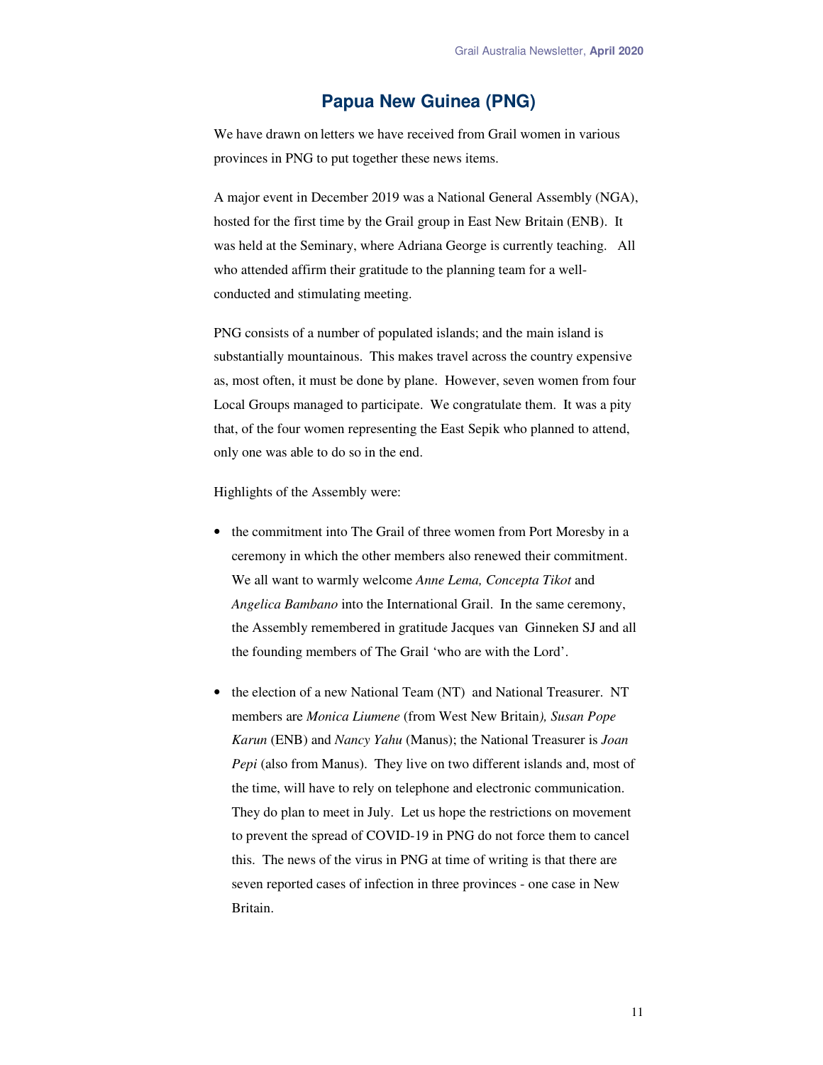## Papua New Guinea (PNG)

We have drawn on letters we have received from Grail women in various provinces in PNG to put together these news items.

A major event in December 2019 was a National General Assembly (NGA), hosted for the first time by the Grail group in East New Britain (ENB). It was held at the Seminary, where Adriana George is currently teaching. All who attended affirm their gratitude to the planning team for a well-conducted and stimulating meeting.

PNG consists of a number of populated islands; and the main island is substantially mountainous. This makes travel across the country expensive as, most often, it must be done by plane. However, seven women from four Local Groups managed to participate. We congratulate them. It was a pity that, of the four women representing the East Sepik who planned to attend, only one was able to do so in the end.

Highlights of the Assembly were:

- the commitment into The Grail of three women from Port Moresby in a ceremony in which the other members also renewed their commitment. We all want to warmly welcome *Anne Lema, Concepta Tikot* and *Angelica Bambano* into the International Grail. In the same ceremony, the Assembly remembered in gratitude Jacques van Ginneken SJ and all the founding members of The Grail 'who are with the Lord'.

- the election of a new National Team (NT) and National Treasurer. NT members are *Monica Liumene* (from West New Britain*), Susan Pope Karun* (ENB) and *Nancy Yahu* (Manus); the National Treasurer is *Joan Pepi* (also from Manus). They live on two different islands and, most of the time, will have to rely on telephone and electronic communication. They do plan to meet in July. Let us hope the restrictions on movement to prevent the spread of COVID-19 in PNG do not force them to cancel this. The news of the virus in PNG at time of writing is that there are seven reported cases of infection in three provinces - one case in New Britain.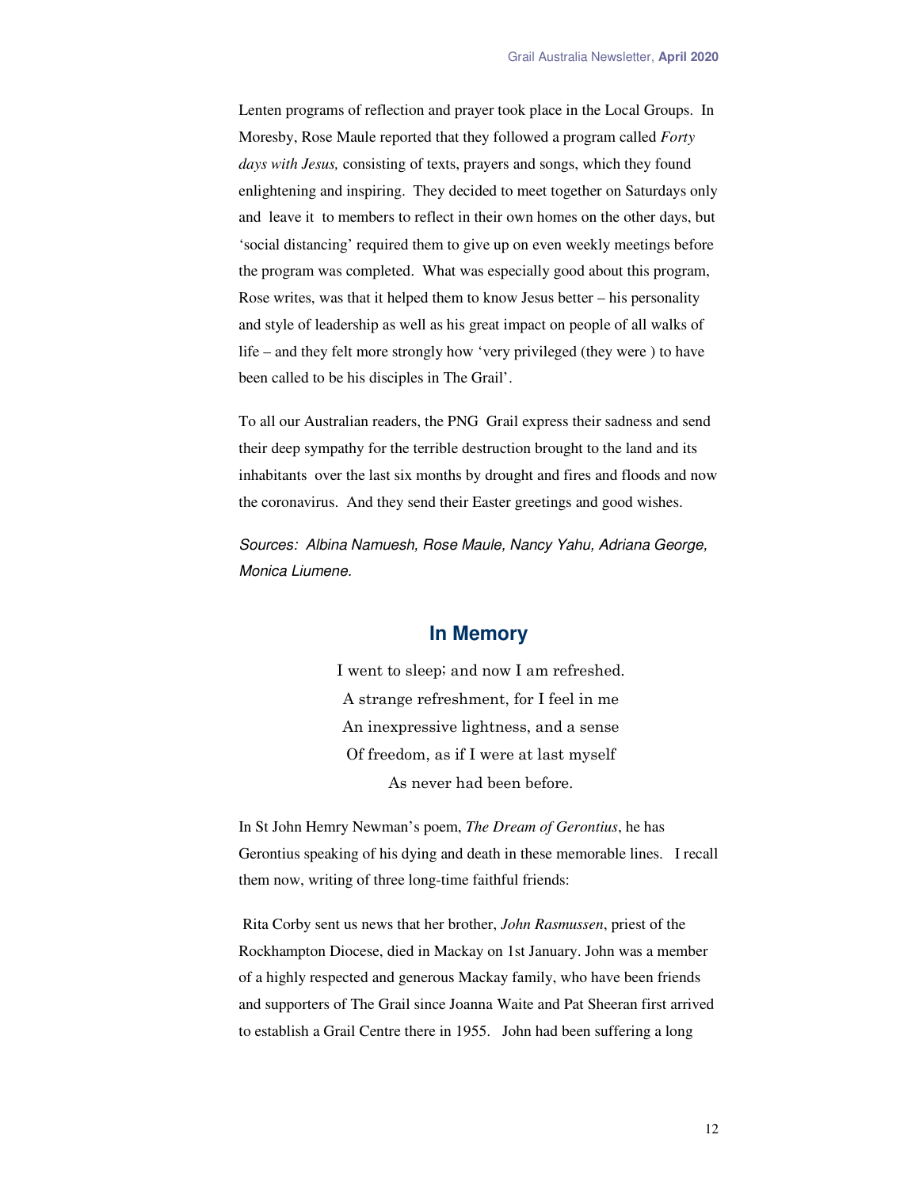Lenten programs of reflection and prayer took place in the Local Groups. In Moresby, Rose Maule reported that they followed a program called *Forty days with Jesus,* consisting of texts, prayers and songs, which they found enlightening and inspiring. They decided to meet together on Saturdays only and leave it to members to reflect in their own homes on the other days, but 'social distancing' required them to give up on even weekly meetings before the program was completed. What was especially good about this program, Rose writes, was that it helped them to know Jesus better – his personality and style of leadership as well as his great impact on people of all walks of life – and they felt more strongly how 'very privileged (they were ) to have been called to be his disciples in The Grail'.

To all our Australian readers, the PNG Grail express their sadness and send their deep sympathy for the terrible destruction brought to the land and its inhabitants over the last six months by drought and fires and floods and now the coronavirus. And they send their Easter greetings and good wishes.

*Sources: Albina Namuesh, Rose Maule, Nancy Yahu, Adriana George, Monica Liumene.*

## In Memory

I went to sleep; and now I am refreshed.
A strange refreshment, for I feel in me
An inexpressive lightness, and a sense
Of freedom, as if I were at last myself
As never had been before.

In St John Hemry Newman's poem, *The Dream of Gerontius*, he has Gerontius speaking of his dying and death in these memorable lines. I recall them now, writing of three long-time faithful friends:

Rita Corby sent us news that her brother, *John Rasmussen*, priest of the Rockhampton Diocese, died in Mackay on 1st January. John was a member of a highly respected and generous Mackay family, who have been friends and supporters of The Grail since Joanna Waite and Pat Sheeran first arrived to establish a Grail Centre there in 1955. John had been suffering a long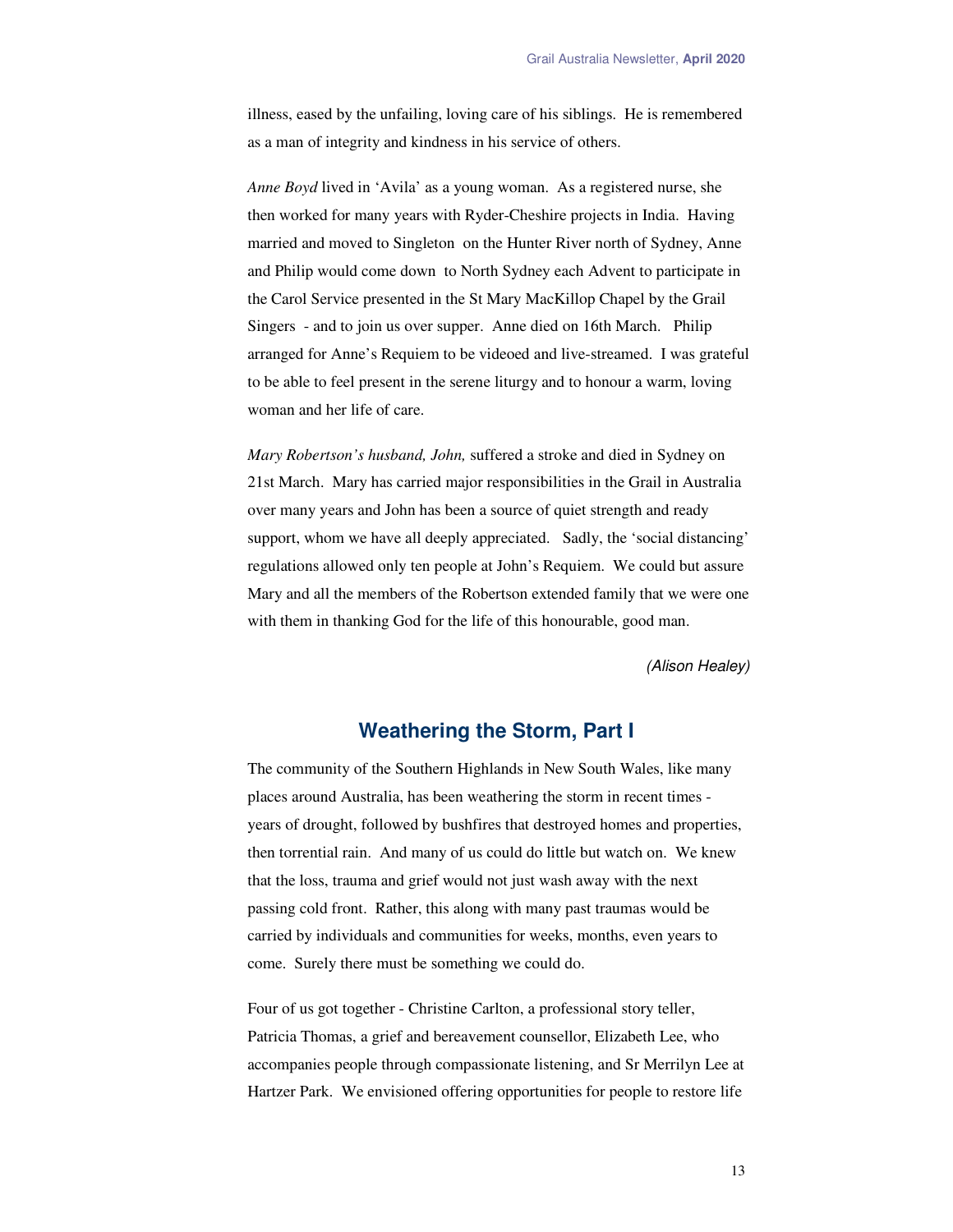illness, eased by the unfailing, loving care of his siblings. He is remembered as a man of integrity and kindness in his service of others.

*Anne Boyd* lived in 'Avila' as a young woman. As a registered nurse, she then worked for many years with Ryder-Cheshire projects in India. Having married and moved to Singleton on the Hunter River north of Sydney, Anne and Philip would come down to North Sydney each Advent to participate in the Carol Service presented in the St Mary MacKillop Chapel by the Grail Singers - and to join us over supper. Anne died on 16th March. Philip arranged for Anne's Requiem to be videoed and live-streamed. I was grateful to be able to feel present in the serene liturgy and to honour a warm, loving woman and her life of care.

*Mary Robertson's husband, John,* suffered a stroke and died in Sydney on 21st March. Mary has carried major responsibilities in the Grail in Australia over many years and John has been a source of quiet strength and ready support, whom we have all deeply appreciated. Sadly, the 'social distancing' regulations allowed only ten people at John's Requiem. We could but assure Mary and all the members of the Robertson extended family that we were one with them in thanking God for the life of this honourable, good man.

*(Alison Healey)*

## Weathering the Storm, Part I

The community of the Southern Highlands in New South Wales, like many places around Australia, has been weathering the storm in recent times - years of drought, followed by bushfires that destroyed homes and properties, then torrential rain. And many of us could do little but watch on. We knew that the loss, trauma and grief would not just wash away with the next passing cold front. Rather, this along with many past traumas would be carried by individuals and communities for weeks, months, even years to come. Surely there must be something we could do.

Four of us got together - Christine Carlton, a professional story teller, Patricia Thomas, a grief and bereavement counsellor, Elizabeth Lee, who accompanies people through compassionate listening, and Sr Merrilyn Lee at Hartzer Park. We envisioned offering opportunities for people to restore life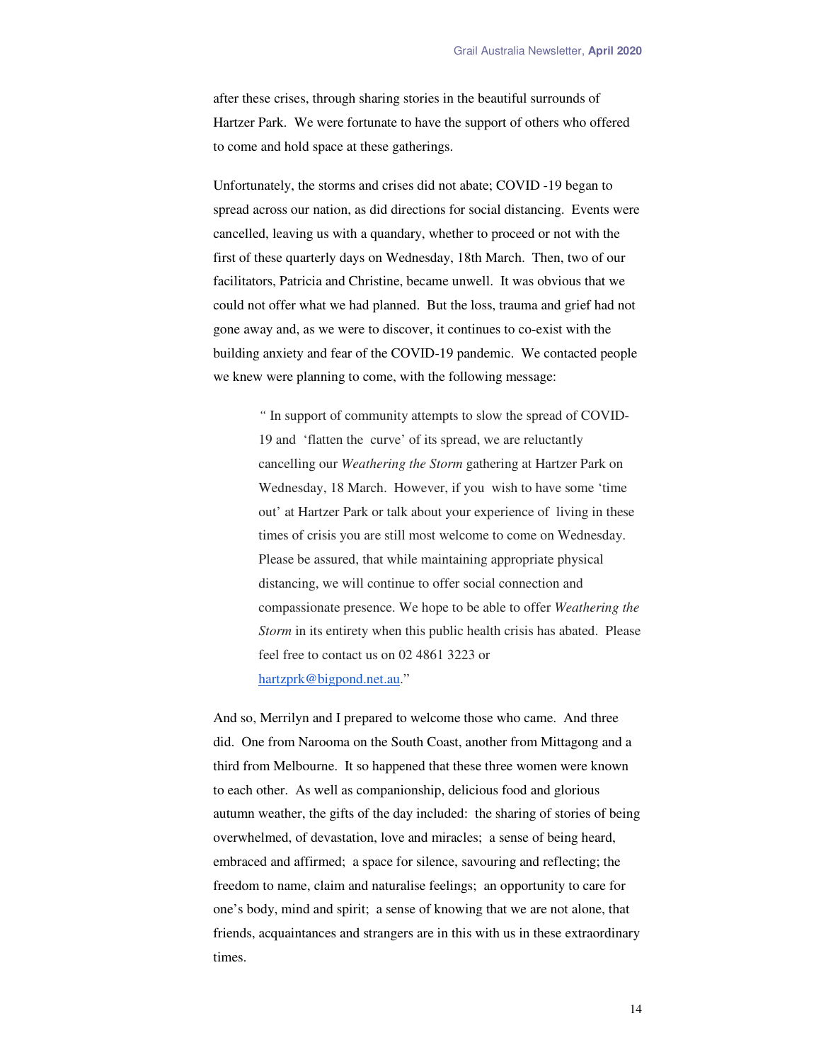after these crises, through sharing stories in the beautiful surrounds of Hartzer Park. We were fortunate to have the support of others who offered to come and hold space at these gatherings.

Unfortunately, the storms and crises did not abate; COVID -19 began to spread across our nation, as did directions for social distancing. Events were cancelled, leaving us with a quandary, whether to proceed or not with the first of these quarterly days on Wednesday, 18th March. Then, two of our facilitators, Patricia and Christine, became unwell. It was obvious that we could not offer what we had planned. But the loss, trauma and grief had not gone away and, as we were to discover, it continues to co-exist with the building anxiety and fear of the COVID-19 pandemic. We contacted people we knew were planning to come, with the following message:

> " In support of community attempts to slow the spread of COVID-19 and 'flatten the curve' of its spread, we are reluctantly cancelling our *Weathering the Storm* gathering at Hartzer Park on Wednesday, 18 March. However, if you wish to have some 'time out' at Hartzer Park or talk about your experience of living in these times of crisis you are still most welcome to come on Wednesday. Please be assured, that while maintaining appropriate physical distancing, we will continue to offer social connection and compassionate presence. We hope to be able to offer *Weathering the Storm* in its entirety when this public health crisis has abated. Please feel free to contact us on 02 4861 3223 or hartzprk@bigpond.net.au."

And so, Merrilyn and I prepared to welcome those who came. And three did. One from Narooma on the South Coast, another from Mittagong and a third from Melbourne. It so happened that these three women were known to each other. As well as companionship, delicious food and glorious autumn weather, the gifts of the day included: the sharing of stories of being overwhelmed, of devastation, love and miracles; a sense of being heard, embraced and affirmed; a space for silence, savouring and reflecting; the freedom to name, claim and naturalise feelings; an opportunity to care for one's body, mind and spirit; a sense of knowing that we are not alone, that friends, acquaintances and strangers are in this with us in these extraordinary times.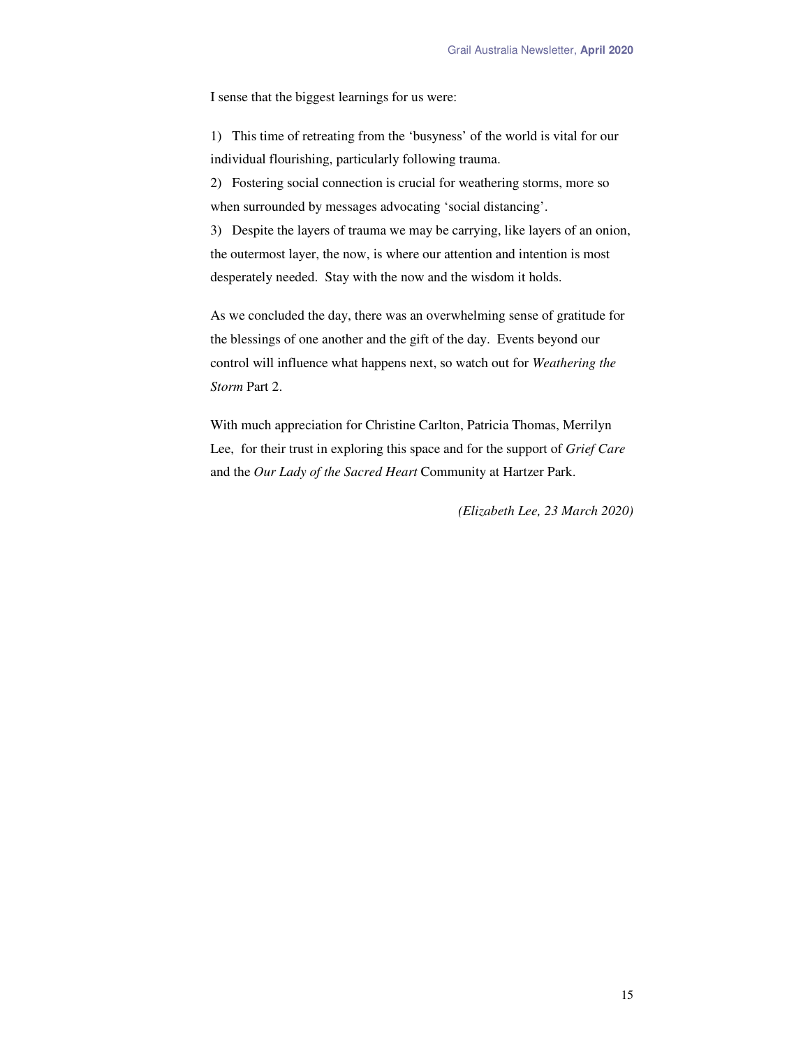I sense that the biggest learnings for us were:

1) This time of retreating from the 'busyness' of the world is vital for our individual flourishing, particularly following trauma.
2) Fostering social connection is crucial for weathering storms, more so when surrounded by messages advocating 'social distancing'.
3) Despite the layers of trauma we may be carrying, like layers of an onion, the outermost layer, the now, is where our attention and intention is most desperately needed. Stay with the now and the wisdom it holds.

As we concluded the day, there was an overwhelming sense of gratitude for the blessings of one another and the gift of the day. Events beyond our control will influence what happens next, so watch out for *Weathering the Storm* Part 2.

With much appreciation for Christine Carlton, Patricia Thomas, Merrilyn Lee, for their trust in exploring this space and for the support of *Grief Care* and the *Our Lady of the Sacred Heart* Community at Hartzer Park.

*(Elizabeth Lee, 23 March 2020)*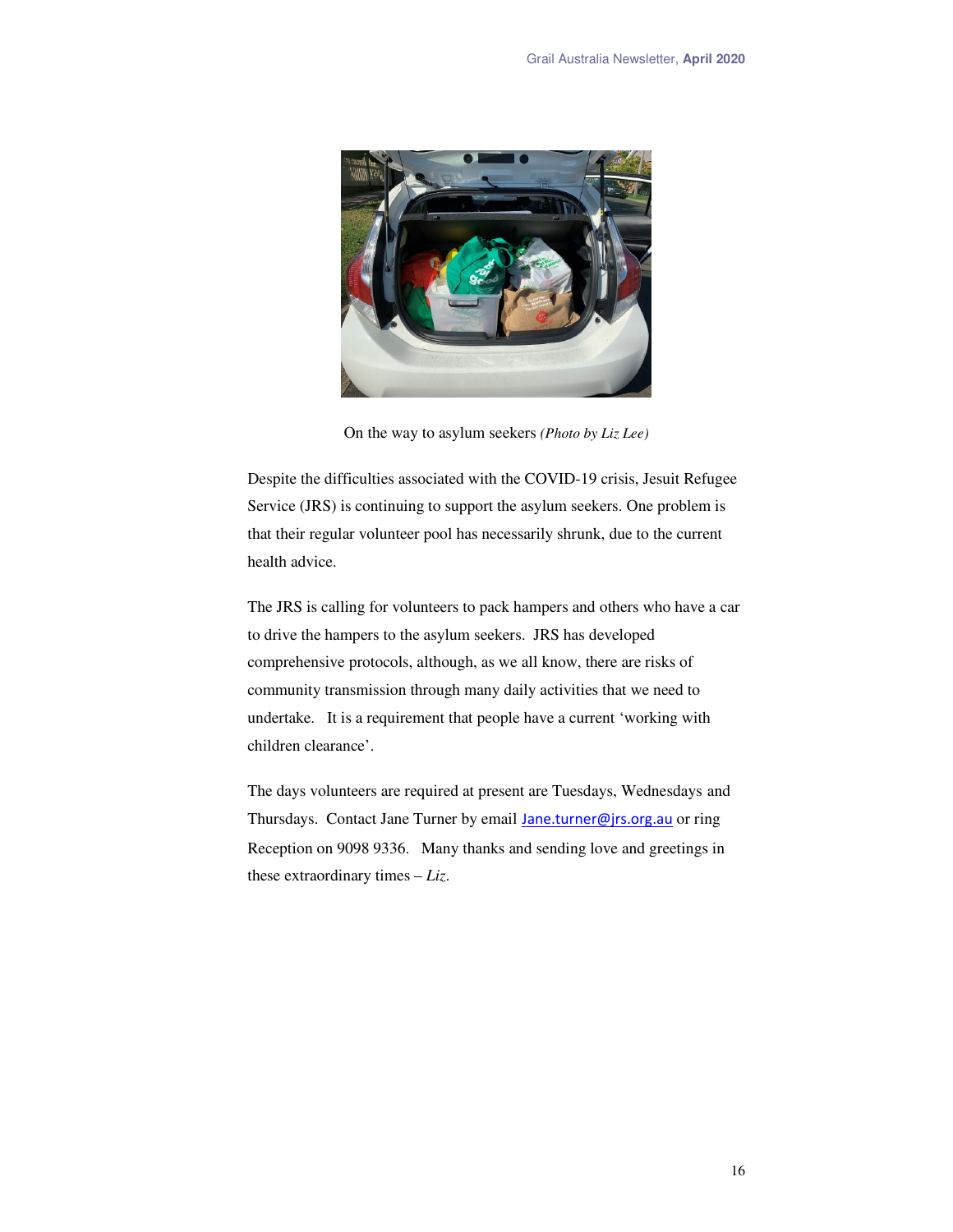On the way to asylum seekers *(Photo by Liz Lee)*

Despite the difficulties associated with the COVID-19 crisis, Jesuit Refugee Service (JRS) is continuing to support the asylum seekers. One problem is that their regular volunteer pool has necessarily shrunk, due to the current health advice.

The JRS is calling for volunteers to pack hampers and others who have a car to drive the hampers to the asylum seekers. JRS has developed comprehensive protocols, although, as we all know, there are risks of community transmission through many daily activities that we need to undertake. It is a requirement that people have a current 'working with children clearance'.

The days volunteers are required at present are Tuesdays, Wednesdays and Thursdays. Contact Jane Turner by email Jane.turner@jrs.org.au or ring Reception on 9098 9336. Many thanks and sending love and greetings in these extraordinary times – *Liz.*